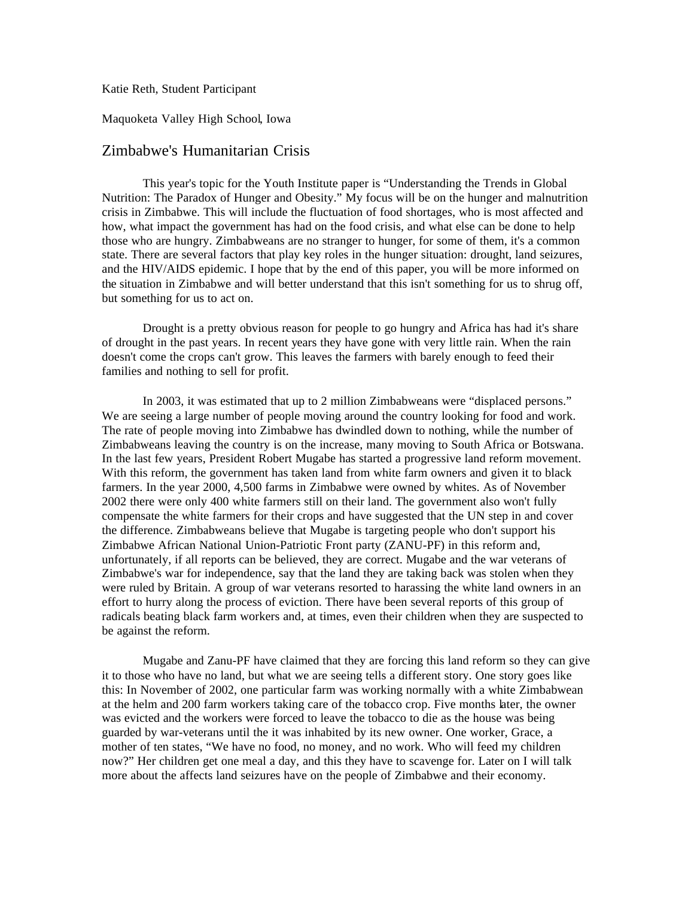Katie Reth, Student Participant

Maquoketa Valley High School, Iowa

# Zimbabwe's Humanitarian Crisis

This year's topic for the Youth Institute paper is "Understanding the Trends in Global Nutrition: The Paradox of Hunger and Obesity." My focus will be on the hunger and malnutrition crisis in Zimbabwe. This will include the fluctuation of food shortages, who is most affected and how, what impact the government has had on the food crisis, and what else can be done to help those who are hungry. Zimbabweans are no stranger to hunger, for some of them, it's a common state. There are several factors that play key roles in the hunger situation: drought, land seizures, and the HIV/AIDS epidemic. I hope that by the end of this paper, you will be more informed on the situation in Zimbabwe and will better understand that this isn't something for us to shrug off, but something for us to act on.

Drought is a pretty obvious reason for people to go hungry and Africa has had it's share of drought in the past years. In recent years they have gone with very little rain. When the rain doesn't come the crops can't grow. This leaves the farmers with barely enough to feed their families and nothing to sell for profit.

In 2003, it was estimated that up to 2 million Zimbabweans were "displaced persons." We are seeing a large number of people moving around the country looking for food and work. The rate of people moving into Zimbabwe has dwindled down to nothing, while the number of Zimbabweans leaving the country is on the increase, many moving to South Africa or Botswana. In the last few years, President Robert Mugabe has started a progressive land reform movement. With this reform, the government has taken land from white farm owners and given it to black farmers. In the year 2000, 4,500 farms in Zimbabwe were owned by whites. As of November 2002 there were only 400 white farmers still on their land. The government also won't fully compensate the white farmers for their crops and have suggested that the UN step in and cover the difference. Zimbabweans believe that Mugabe is targeting people who don't support his Zimbabwe African National Union-Patriotic Front party (ZANU-PF) in this reform and, unfortunately, if all reports can be believed, they are correct. Mugabe and the war veterans of Zimbabwe's war for independence, say that the land they are taking back was stolen when they were ruled by Britain. A group of war veterans resorted to harassing the white land owners in an effort to hurry along the process of eviction. There have been several reports of this group of radicals beating black farm workers and, at times, even their children when they are suspected to be against the reform.

Mugabe and Zanu-PF have claimed that they are forcing this land reform so they can give it to those who have no land, but what we are seeing tells a different story. One story goes like this: In November of 2002, one particular farm was working normally with a white Zimbabwean at the helm and 200 farm workers taking care of the tobacco crop. Five months later, the owner was evicted and the workers were forced to leave the tobacco to die as the house was being guarded by war-veterans until the it was inhabited by its new owner. One worker, Grace, a mother of ten states, "We have no food, no money, and no work. Who will feed my children now?" Her children get one meal a day, and this they have to scavenge for. Later on I will talk more about the affects land seizures have on the people of Zimbabwe and their economy.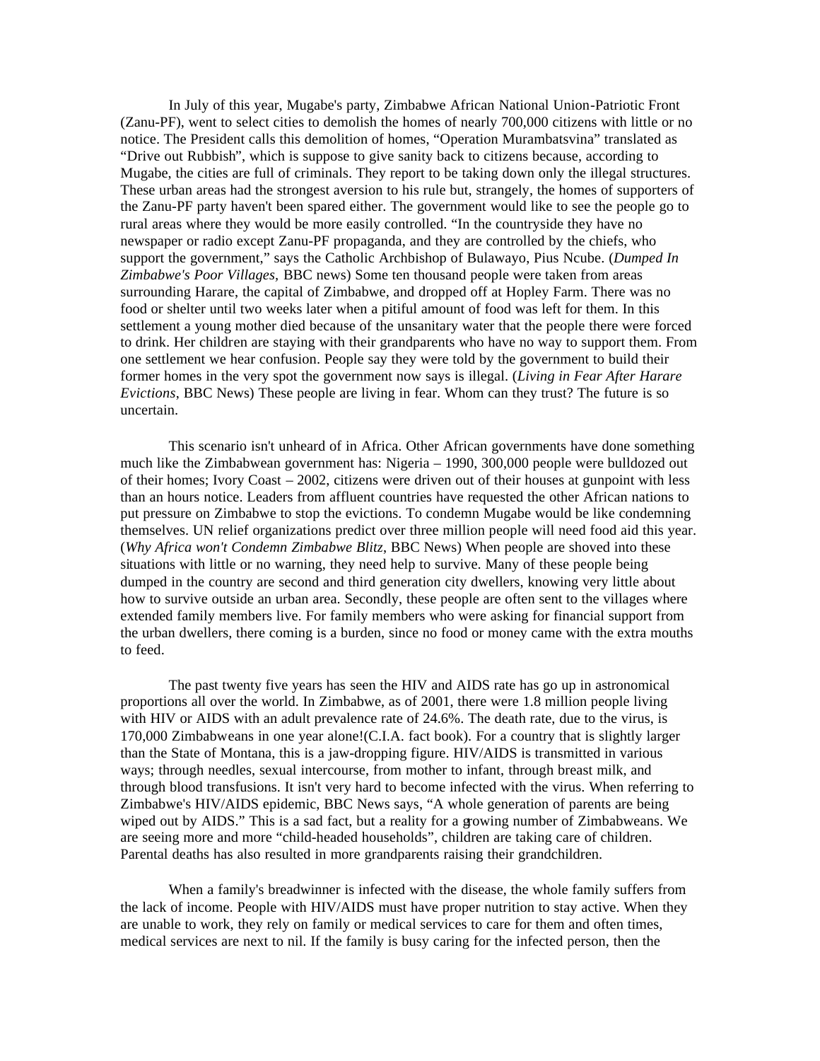In July of this year, Mugabe's party, Zimbabwe African National Union-Patriotic Front (Zanu-PF), went to select cities to demolish the homes of nearly 700,000 citizens with little or no notice. The President calls this demolition of homes, “Operation Murambatsvina” translated as “Drive out Rubbish”, which is suppose to give sanity back to citizens because, according to Mugabe, the cities are full of criminals. They report to be taking down only the illegal structures. These urban areas had the strongest aversion to his rule but, strangely, the homes of supporters of the Zanu-PF party haven't been spared either. The government would like to see the people go to rural areas where they would be more easily controlled. “In the countryside they have no newspaper or radio except Zanu-PF propaganda, and they are controlled by the chiefs, who support the government,” says the Catholic Archbishop of Bulawayo, Pius Ncube. (*Dumped In Zimbabwe's Poor Villages,* BBC news) Some ten thousand people were taken from areas surrounding Harare, the capital of Zimbabwe, and dropped off at Hopley Farm. There was no food or shelter until two weeks later when a pitiful amount of food was left for them. In this settlement a young mother died because of the unsanitary water that the people there were forced to drink. Her children are staying with their grandparents who have no way to support them. From one settlement we hear confusion. People say they were told by the government to build their former homes in the very spot the government now says is illegal. (*Living in Fear After Harare Evictions*, BBC News) These people are living in fear. Whom can they trust? The future is so uncertain.

This scenario isn't unheard of in Africa. Other African governments have done something much like the Zimbabwean government has: Nigeria – 1990, 300,000 people were bulldozed out of their homes; Ivory Coast – 2002, citizens were driven out of their houses at gunpoint with less than an hours notice. Leaders from affluent countries have requested the other African nations to put pressure on Zimbabwe to stop the evictions. To condemn Mugabe would be like condemning themselves. UN relief organizations predict over three million people will need food aid this year. (*Why Africa won't Condemn Zimbabwe Blitz*, BBC News) When people are shoved into these situations with little or no warning, they need help to survive. Many of these people being dumped in the country are second and third generation city dwellers, knowing very little about how to survive outside an urban area. Secondly, these people are often sent to the villages where extended family members live. For family members who were asking for financial support from the urban dwellers, there coming is a burden, since no food or money came with the extra mouths to feed.

The past twenty five years has seen the HIV and AIDS rate has go up in astronomical proportions all over the world. In Zimbabwe, as of 2001, there were 1.8 million people living with HIV or AIDS with an adult prevalence rate of 24.6%. The death rate, due to the virus, is 170,000 Zimbabweans in one year alone!(C.I.A. fact book). For a country that is slightly larger than the State of Montana, this is a jaw-dropping figure. HIV/AIDS is transmitted in various ways; through needles, sexual intercourse, from mother to infant, through breast milk, and through blood transfusions. It isn't very hard to become infected with the virus. When referring to Zimbabwe's HIV/AIDS epidemic, BBC News says, “A whole generation of parents are being wiped out by AIDS.” This is a sad fact, but a reality for a growing number of Zimbabweans. We are seeing more and more “child-headed households”, children are taking care of children. Parental deaths has also resulted in more grandparents raising their grandchildren.

When a family's breadwinner is infected with the disease, the whole family suffers from the lack of income. People with HIV/AIDS must have proper nutrition to stay active. When they are unable to work, they rely on family or medical services to care for them and often times, medical services are next to nil. If the family is busy caring for the infected person, then the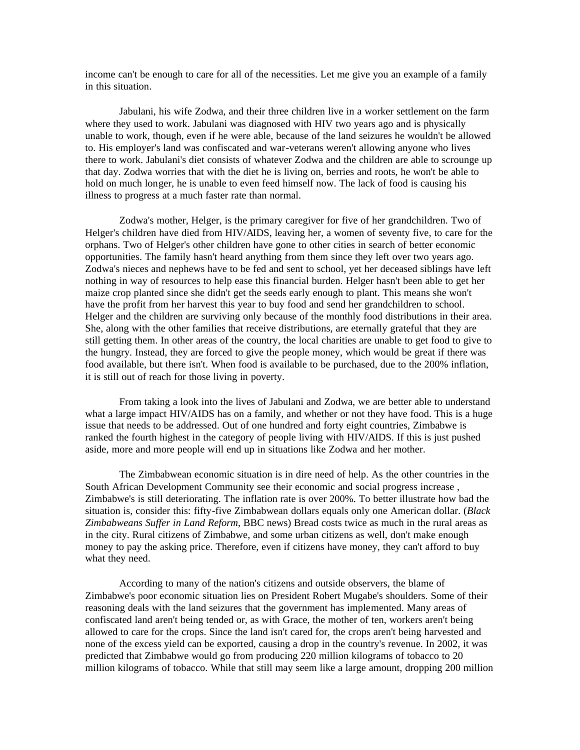income can't be enough to care for all of the necessities. Let me give you an example of a family in this situation.

Jabulani, his wife Zodwa, and their three children live in a worker settlement on the farm where they used to work. Jabulani was diagnosed with HIV two years ago and is physically unable to work, though, even if he were able, because of the land seizures he wouldn't be allowed to. His employer's land was confiscated and war-veterans weren't allowing anyone who lives there to work. Jabulani's diet consists of whatever Zodwa and the children are able to scrounge up that day. Zodwa worries that with the diet he is living on, berries and roots, he won't be able to hold on much longer, he is unable to even feed himself now. The lack of food is causing his illness to progress at a much faster rate than normal.

Zodwa's mother, Helger, is the primary caregiver for five of her grandchildren. Two of Helger's children have died from HIV/AIDS, leaving her, a women of seventy five, to care for the orphans. Two of Helger's other children have gone to other cities in search of better economic opportunities. The family hasn't heard anything from them since they left over two years ago. Zodwa's nieces and nephews have to be fed and sent to school, yet her deceased siblings have left nothing in way of resources to help ease this financial burden. Helger hasn't been able to get her maize crop planted since she didn't get the seeds early enough to plant. This means she won't have the profit from her harvest this year to buy food and send her grandchildren to school. Helger and the children are surviving only because of the monthly food distributions in their area. She, along with the other families that receive distributions, are eternally grateful that they are still getting them. In other areas of the country, the local charities are unable to get food to give to the hungry. Instead, they are forced to give the people money, which would be great if there was food available, but there isn't. When food is available to be purchased, due to the 200% inflation, it is still out of reach for those living in poverty.

From taking a look into the lives of Jabulani and Zodwa, we are better able to understand what a large impact HIV/AIDS has on a family, and whether or not they have food. This is a huge issue that needs to be addressed. Out of one hundred and forty eight countries, Zimbabwe is ranked the fourth highest in the category of people living with HIV/AIDS. If this is just pushed aside, more and more people will end up in situations like Zodwa and her mother.

The Zimbabwean economic situation is in dire need of help. As the other countries in the South African Development Community see their economic and social progress increase , Zimbabwe's is still deteriorating. The inflation rate is over 200%. To better illustrate how bad the situation is, consider this: fifty-five Zimbabwean dollars equals only one American dollar. (*Black Zimbabweans Suffer in Land Reform*, BBC news) Bread costs twice as much in the rural areas as in the city. Rural citizens of Zimbabwe, and some urban citizens as well, don't make enough money to pay the asking price. Therefore, even if citizens have money, they can't afford to buy what they need.

According to many of the nation's citizens and outside observers, the blame of Zimbabwe's poor economic situation lies on President Robert Mugabe's shoulders. Some of their reasoning deals with the land seizures that the government has implemented. Many areas of confiscated land aren't being tended or, as with Grace, the mother of ten, workers aren't being allowed to care for the crops. Since the land isn't cared for, the crops aren't being harvested and none of the excess yield can be exported, causing a drop in the country's revenue. In 2002, it was predicted that Zimbabwe would go from producing 220 million kilograms of tobacco to 20 million kilograms of tobacco. While that still may seem like a large amount, dropping 200 million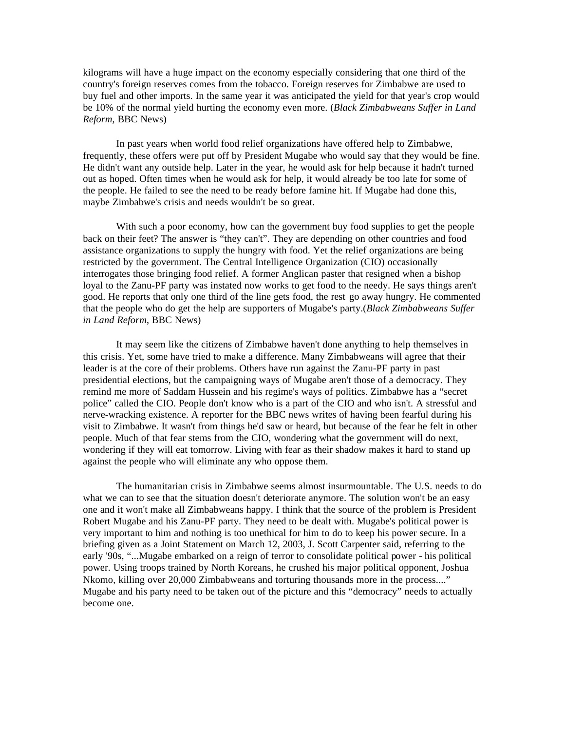kilograms will have a huge impact on the economy especially considering that one third of the country's foreign reserves comes from the tobacco. Foreign reserves for Zimbabwe are used to buy fuel and other imports. In the same year it was anticipated the yield for that year's crop would be 10% of the normal yield hurting the economy even more. (*Black Zimbabweans Suffer in Land Reform*, BBC News)

In past years when world food relief organizations have offered help to Zimbabwe, frequently, these offers were put off by President Mugabe who would say that they would be fine. He didn't want any outside help. Later in the year, he would ask for help because it hadn't turned out as hoped. Often times when he would ask for help, it would already be too late for some of the people. He failed to see the need to be ready before famine hit. If Mugabe had done this, maybe Zimbabwe's crisis and needs wouldn't be so great.

With such a poor economy, how can the government buy food supplies to get the people back on their feet? The answer is "they can't". They are depending on other countries and food assistance organizations to supply the hungry with food. Yet the relief organizations are being restricted by the government. The Central Intelligence Organization (CIO) occasionally interrogates those bringing food relief. A former Anglican paster that resigned when a bishop loyal to the Zanu-PF party was instated now works to get food to the needy. He says things aren't good. He reports that only one third of the line gets food, the rest go away hungry. He commented that the people who do get the help are supporters of Mugabe's party.(*Black Zimbabweans Suffer in Land Reform*, BBC News)

It may seem like the citizens of Zimbabwe haven't done anything to help themselves in this crisis. Yet, some have tried to make a difference. Many Zimbabweans will agree that their leader is at the core of their problems. Others have run against the Zanu-PF party in past presidential elections, but the campaigning ways of Mugabe aren't those of a democracy. They remind me more of Saddam Hussein and his regime's ways of politics. Zimbabwe has a "secret police" called the CIO. People don't know who is a part of the CIO and who isn't. A stressful and nerve-wracking existence. A reporter for the BBC news writes of having been fearful during his visit to Zimbabwe. It wasn't from things he'd saw or heard, but because of the fear he felt in other people. Much of that fear stems from the CIO, wondering what the government will do next, wondering if they will eat tomorrow. Living with fear as their shadow makes it hard to stand up against the people who will eliminate any who oppose them.

The humanitarian crisis in Zimbabwe seems almost insurmountable. The U.S. needs to do what we can to see that the situation doesn't deteriorate anymore. The solution won't be an easy one and it won't make all Zimbabweans happy. I think that the source of the problem is President Robert Mugabe and his Zanu-PF party. They need to be dealt with. Mugabe's political power is very important to him and nothing is too unethical for him to do to keep his power secure. In a briefing given as a Joint Statement on March 12, 2003, J. Scott Carpenter said, referring to the early '90s, "...Mugabe embarked on a reign of terror to consolidate political power - his political power. Using troops trained by North Koreans, he crushed his major political opponent, Joshua Nkomo, killing over 20,000 Zimbabweans and torturing thousands more in the process...." Mugabe and his party need to be taken out of the picture and this "democracy" needs to actually become one.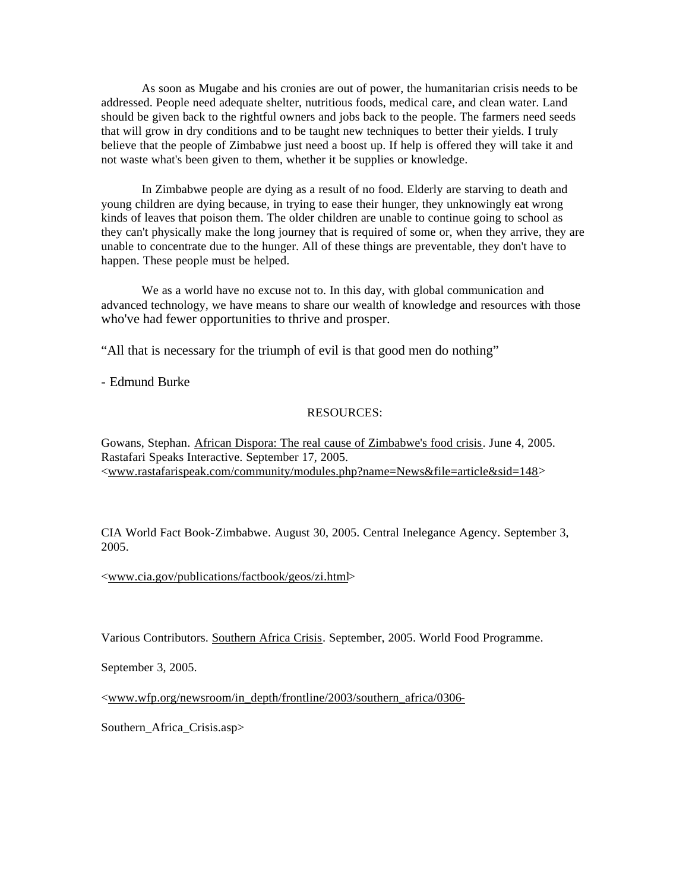As soon as Mugabe and his cronies are out of power, the humanitarian crisis needs to be addressed. People need adequate shelter, nutritious foods, medical care, and clean water. Land should be given back to the rightful owners and jobs back to the people. The farmers need seeds that will grow in dry conditions and to be taught new techniques to better their yields. I truly believe that the people of Zimbabwe just need a boost up. If help is offered they will take it and not waste what's been given to them, whether it be supplies or knowledge.

In Zimbabwe people are dying as a result of no food. Elderly are starving to death and young children are dying because, in trying to ease their hunger, they unknowingly eat wrong kinds of leaves that poison them. The older children are unable to continue going to school as they can't physically make the long journey that is required of some or, when they arrive, they are unable to concentrate due to the hunger. All of these things are preventable, they don't have to happen. These people must be helped.

We as a world have no excuse not to. In this day, with global communication and advanced technology, we have means to share our wealth of knowledge and resources with those who've had fewer opportunities to thrive and prosper.

"All that is necessary for the triumph of evil is that good men do nothing"

- Edmund Burke

RESOURCES:

Gowans, Stephan. African Dispora: The real cause of Zimbabwe's food crisis. June 4, 2005. Rastafari Speaks Interactive. September 17, 2005. <www.rastafarispeak.com/community/modules.php?name=News&file=article&sid=148>

CIA World Fact Book-Zimbabwe. August 30, 2005. Central Inelegance Agency. September 3, 2005.

<www.cia.gov/publications/factbook/geos/zi.html>

Various Contributors. Southern Africa Crisis. September, 2005. World Food Programme.

September 3, 2005.

<www.wfp.org/newsroom/in_depth/frontline/2003/southern_africa/0306-

Southern_Africa_Crisis.asp>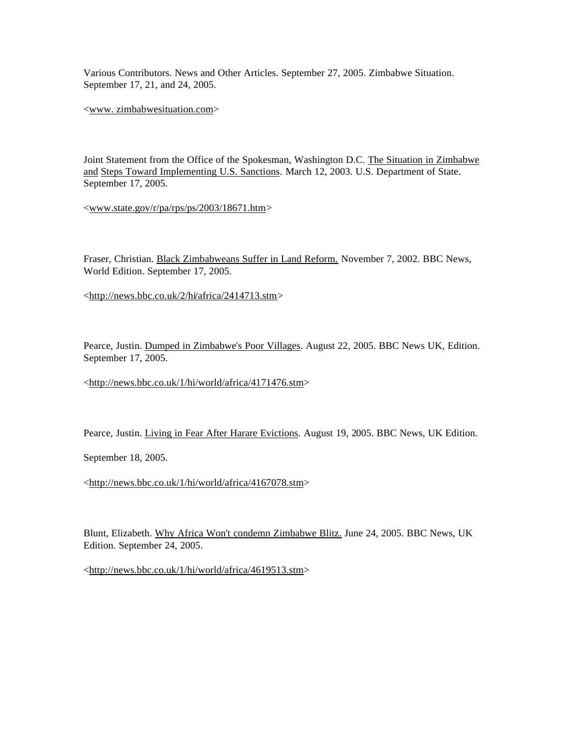Various Contributors. News and Other Articles. September 27, 2005. Zimbabwe Situation. September 17, 21, and 24, 2005.

<www. zimbabwesituation.com>

Joint Statement from the Office of the Spokesman, Washington D.C. The Situation in Zimbabwe and Steps Toward Implementing U.S. Sanctions. March 12, 2003. U.S. Department of State. September 17, 2005.

<www.state.gov/r/pa/rps/ps/2003/18671.htm>

Fraser, Christian. Black Zimbabweans Suffer in Land Reform. November 7, 2002. BBC News, World Edition. September 17, 2005.

<http://news.bbc.co.uk/2/hi/africa/2414713.stm>

Pearce, Justin. Dumped in Zimbabwe's Poor Villages. August 22, 2005. BBC News UK, Edition. September 17, 2005.

<http://news.bbc.co.uk/1/hi/world/africa/4171476.stm>

Pearce, Justin. Living in Fear After Harare Evictions. August 19, 2005. BBC News, UK Edition.

September 18, 2005.

<http://news.bbc.co.uk/1/hi/world/africa/4167078.stm>

Blunt, Elizabeth. Why Africa Won't condemn Zimbabwe Blitz. June 24, 2005. BBC News, UK Edition. September 24, 2005.

<http://news.bbc.co.uk/1/hi/world/africa/4619513.stm>